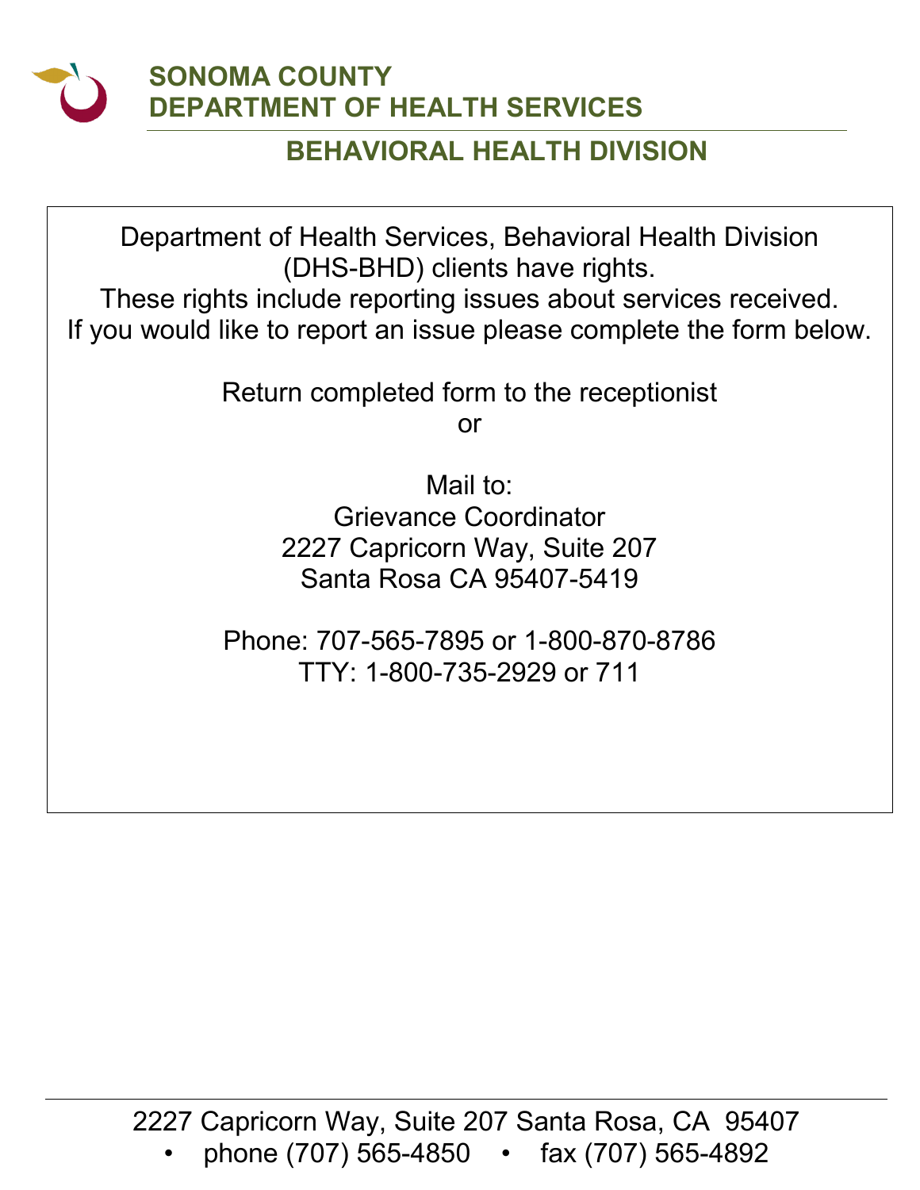# SONOMA COUNTY
# DEPARTMENT OF HEALTH SERVICES

## BEHAVIORAL HEALTH DIVISION

Department of Health Services, Behavioral Health Division (DHS-BHD) clients have rights.
These rights include reporting issues about services received.
If you would like to report an issue please complete the form below.

Return completed form to the receptionist
or

Mail to:
Grievance Coordinator
2227 Capricorn Way, Suite 207
Santa Rosa CA 95407-5419

Phone: 707-565-7895 or 1-800-870-8786
TTY: 1-800-735-2929 or 711

2227 Capricorn Way, Suite 207 Santa Rosa, CA 95407
• phone (707) 565-4850 • fax (707) 565-4892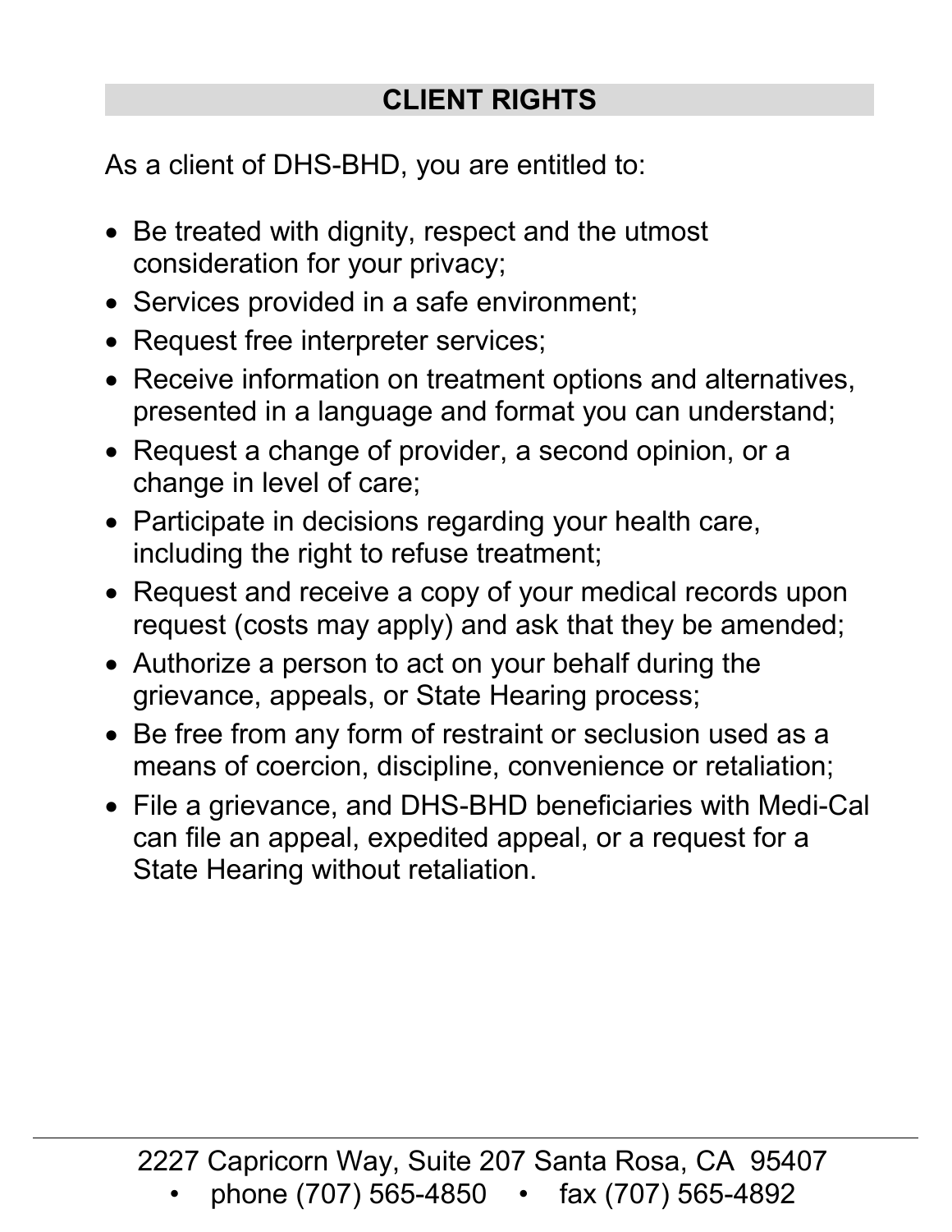## CLIENT RIGHTS

As a client of DHS-BHD, you are entitled to:

- Be treated with dignity, respect and the utmost consideration for your privacy;
- Services provided in a safe environment;
- Request free interpreter services;
- Receive information on treatment options and alternatives, presented in a language and format you can understand;
- Request a change of provider, a second opinion, or a change in level of care;
- Participate in decisions regarding your health care, including the right to refuse treatment;
- Request and receive a copy of your medical records upon request (costs may apply) and ask that they be amended;
- Authorize a person to act on your behalf during the grievance, appeals, or State Hearing process;
- Be free from any form of restraint or seclusion used as a means of coercion, discipline, convenience or retaliation;
- File a grievance, and DHS-BHD beneficiaries with Medi-Cal can file an appeal, expedited appeal, or a request for a State Hearing without retaliation.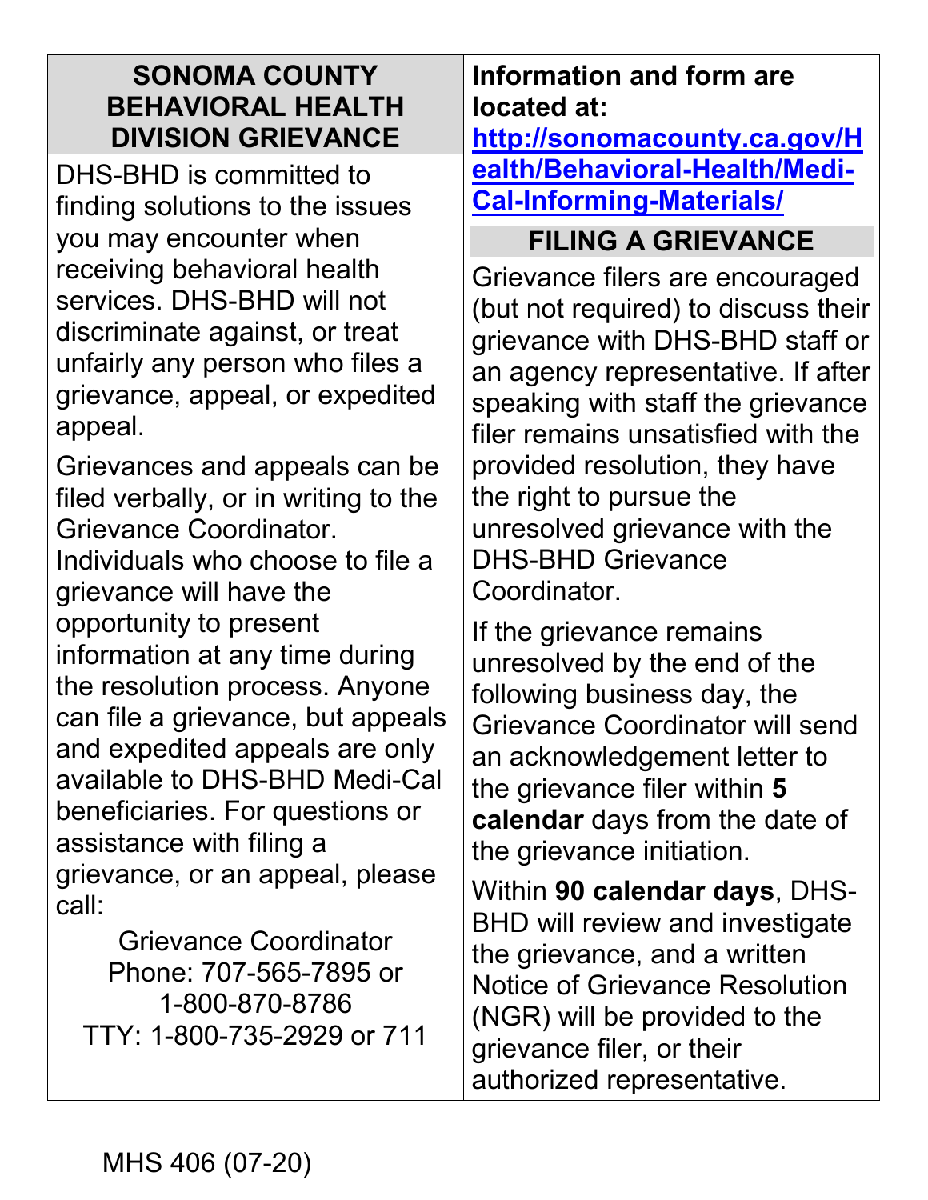## SONOMA COUNTY BEHAVIORAL HEALTH DIVISION GRIEVANCE

DHS-BHD is committed to finding solutions to the issues you may encounter when receiving behavioral health services. DHS-BHD will not discriminate against, or treat unfairly any person who files a grievance, appeal, or expedited appeal.

Grievances and appeals can be filed verbally, or in writing to the Grievance Coordinator. Individuals who choose to file a grievance will have the opportunity to present information at any time during the resolution process. Anyone can file a grievance, but appeals and expedited appeals are only available to DHS-BHD Medi-Cal beneficiaries. For questions or assistance with filing a grievance, or an appeal, please call:

Grievance Coordinator
Phone: 707-565-7895 or
1-800-870-8786
TTY: 1-800-735-2929 or 711

**Information and form are located at:**
[http://sonomacounty.ca.gov/Health/Behavioral-Health/Medi-Cal-Informing-Materials/](http://sonomacounty.ca.gov/Health/Behavioral-Health/Medi-Cal-Informing-Materials/)

## FILING A GRIEVANCE

Grievance filers are encouraged (but not required) to discuss their grievance with DHS-BHD staff or an agency representative. If after speaking with staff the grievance filer remains unsatisfied with the provided resolution, they have the right to pursue the unresolved grievance with the DHS-BHD Grievance Coordinator.

If the grievance remains unresolved by the end of the following business day, the Grievance Coordinator will send an acknowledgement letter to the grievance filer within **5 calendar** days from the date of the grievance initiation.

Within **90 calendar days**, DHS-BHD will review and investigate the grievance, and a written Notice of Grievance Resolution (NGR) will be provided to the grievance filer, or their authorized representative.

MHS 406 (07-20)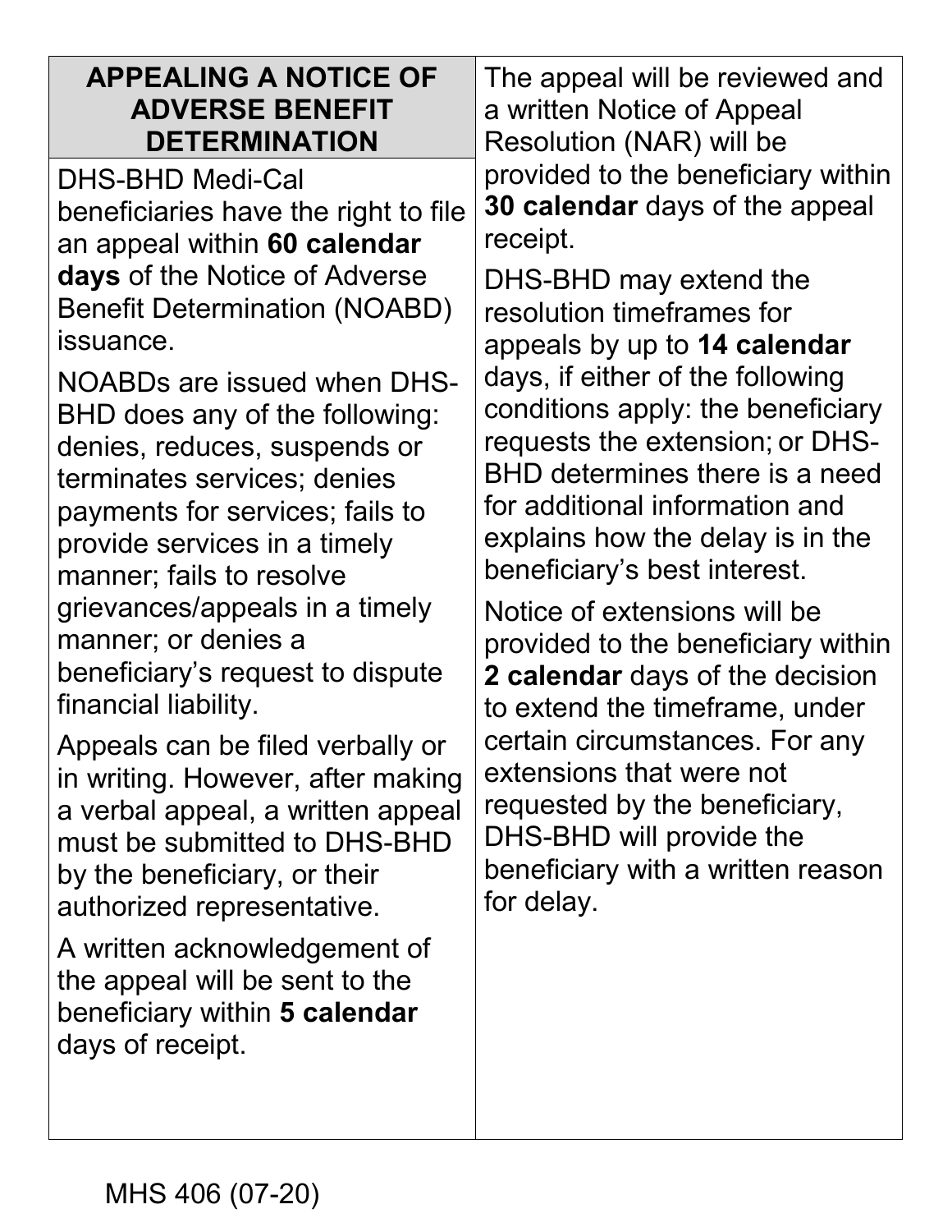## APPEALING A NOTICE OF ADVERSE BENEFIT DETERMINATION

DHS-BHD Medi-Cal beneficiaries have the right to file an appeal within **60 calendar days** of the Notice of Adverse Benefit Determination (NOABD) issuance.

NOABDs are issued when DHS-BHD does any of the following: denies, reduces, suspends or terminates services; denies payments for services; fails to provide services in a timely manner; fails to resolve grievances/appeals in a timely manner; or denies a beneficiary's request to dispute financial liability.

Appeals can be filed verbally or in writing. However, after making a verbal appeal, a written appeal must be submitted to DHS-BHD by the beneficiary, or their authorized representative.

A written acknowledgement of the appeal will be sent to the beneficiary within **5 calendar** days of receipt.

The appeal will be reviewed and a written Notice of Appeal Resolution (NAR) will be provided to the beneficiary within **30 calendar** days of the appeal receipt.

DHS-BHD may extend the resolution timeframes for appeals by up to **14 calendar** days, if either of the following conditions apply: the beneficiary requests the extension; or DHS-BHD determines there is a need for additional information and explains how the delay is in the beneficiary's best interest.

Notice of extensions will be provided to the beneficiary within **2 calendar** days of the decision to extend the timeframe, under certain circumstances. For any extensions that were not requested by the beneficiary, DHS-BHD will provide the beneficiary with a written reason for delay.

MHS 406 (07-20)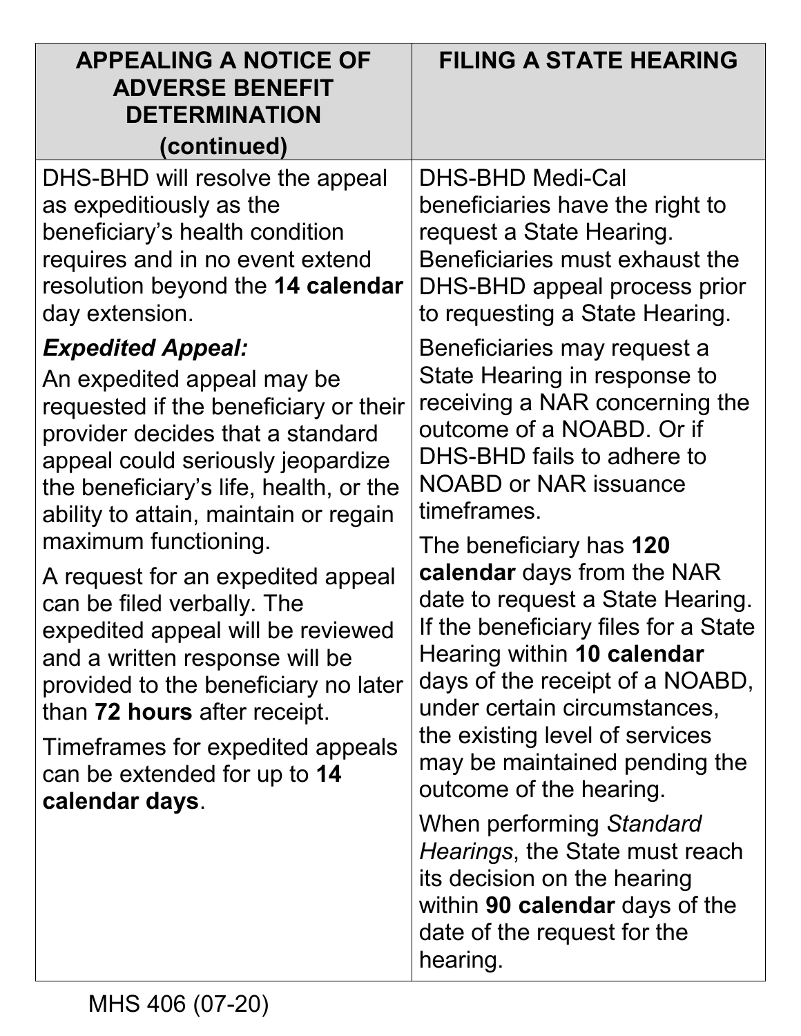| **APPEALING A NOTICE OF ADVERSE BENEFIT DETERMINATION (continued)** | **FILING A STATE HEARING** |
|---|---|
| DHS-BHD will resolve the appeal as expeditiously as the beneficiary's health condition requires and in no event extend resolution beyond the **14 calendar** day extension.<br><br>***Expedited Appeal:***<br>An expedited appeal may be requested if the beneficiary or their provider decides that a standard appeal could seriously jeopardize the beneficiary's life, health, or the ability to attain, maintain or regain maximum functioning.<br><br>A request for an expedited appeal can be filed verbally. The expedited appeal will be reviewed and a written response will be provided to the beneficiary no later than **72 hours** after receipt.<br><br>Timeframes for expedited appeals can be extended for up to **14 calendar days**. | DHS-BHD Medi-Cal beneficiaries have the right to request a State Hearing. Beneficiaries must exhaust the DHS-BHD appeal process prior to requesting a State Hearing.<br><br>Beneficiaries may request a State Hearing in response to receiving a NAR concerning the outcome of a NOABD. Or if DHS-BHD fails to adhere to NOABD or NAR issuance timeframes.<br><br>The beneficiary has **120 calendar** days from the NAR date to request a State Hearing. If the beneficiary files for a State Hearing within **10 calendar** days of the receipt of a NOABD, under certain circumstances, the existing level of services may be maintained pending the outcome of the hearing.<br><br>When performing *Standard Hearings*, the State must reach its decision on the hearing within **90 calendar** days of the date of the request for the hearing. |

MHS 406 (07-20)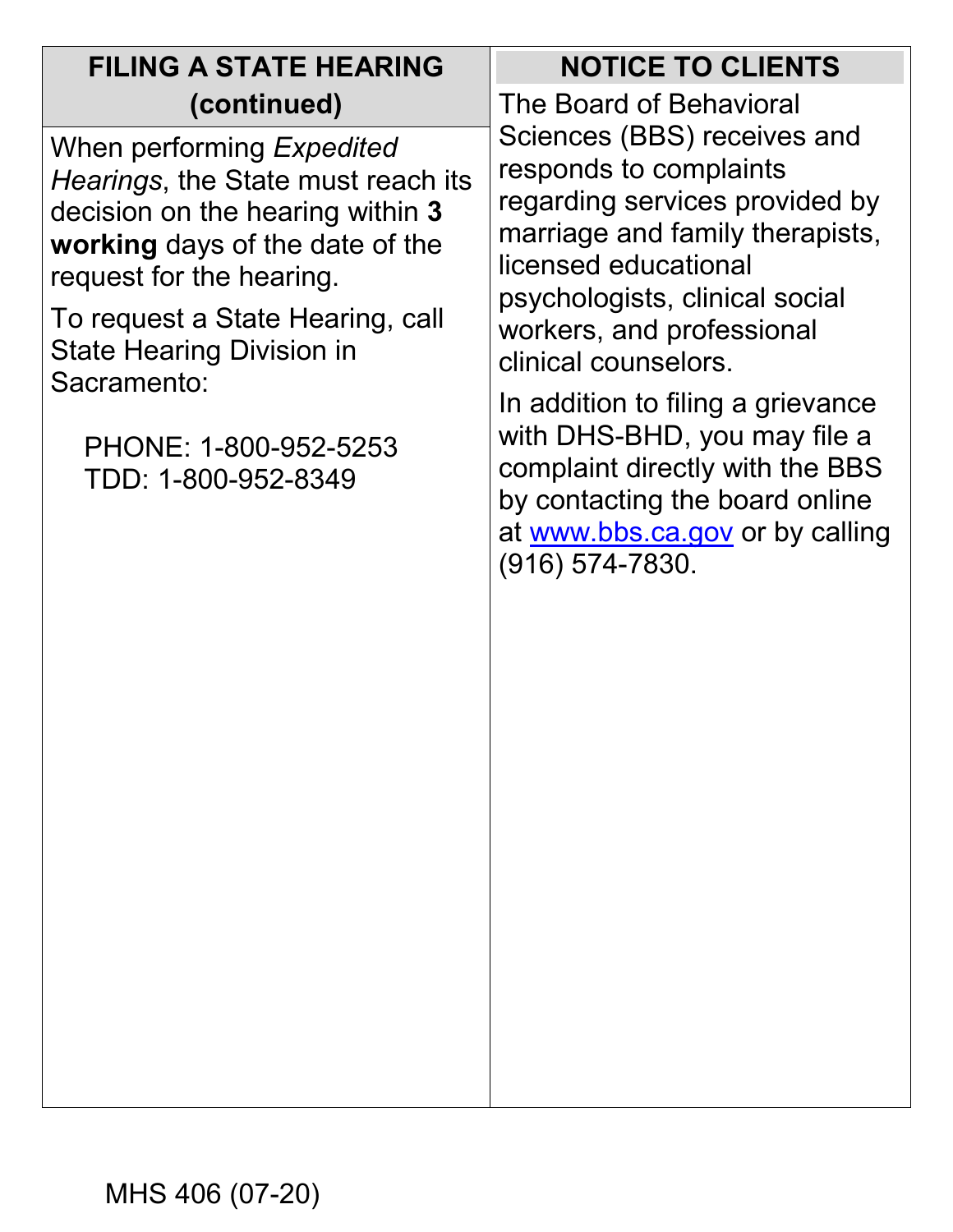## FILING A STATE HEARING (continued)

When performing *Expedited Hearings*, the State must reach its decision on the hearing within **3 working** days of the date of the request for the hearing.

To request a State Hearing, call State Hearing Division in Sacramento:

PHONE: 1-800-952-5253
TDD: 1-800-952-8349

## NOTICE TO CLIENTS

The Board of Behavioral Sciences (BBS) receives and responds to complaints regarding services provided by marriage and family therapists, licensed educational psychologists, clinical social workers, and professional clinical counselors.

In addition to filing a grievance with DHS-BHD, you may file a complaint directly with the BBS by contacting the board online at [www.bbs.ca.gov](http://www.bbs.ca.gov) or by calling (916) 574-7830.

MHS 406 (07-20)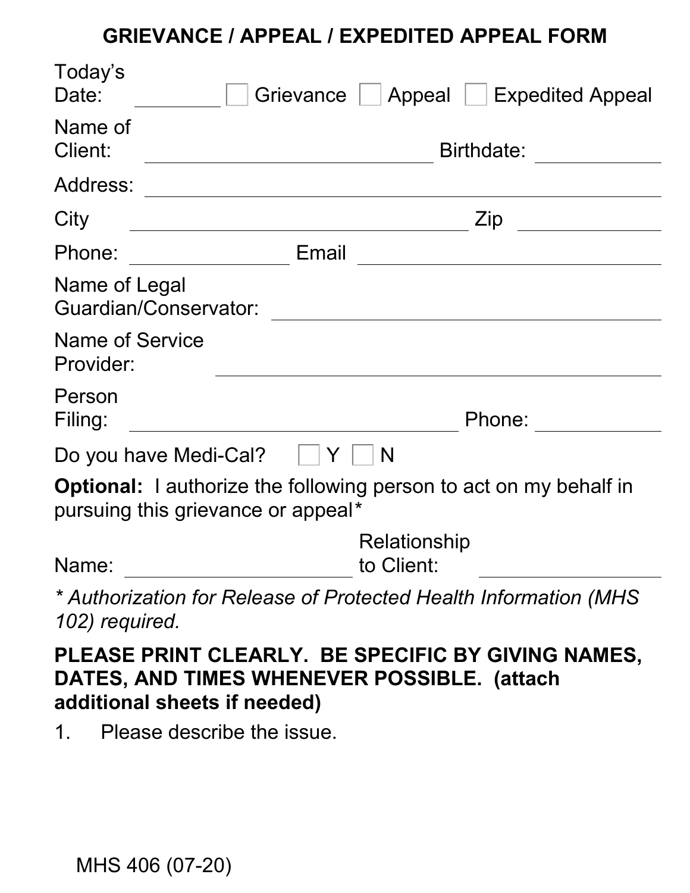# GRIEVANCE / APPEAL / EXPEDITED APPEAL FORM

Today's Date: ________ ☐ Grievance ☐ Appeal ☐ Expedited Appeal

Name of Client: ______________________________ Birthdate: ____________

Address: ________________________________________________

City ______________________________ Zip ______________

Phone: ______________ Email ______________________________

Name of Legal Guardian/Conservator: ______________________________

Name of Service Provider: ______________________________

Person Filing: ______________________________ Phone: ____________

Do you have Medi-Cal? ☐ Y ☐ N

**Optional:** I authorize the following person to act on my behalf in pursuing this grievance or appeal*

Name: ______________________ Relationship to Client: ______________

*\* Authorization for Release of Protected Health Information (MHS 102) required.*

**PLEASE PRINT CLEARLY. BE SPECIFIC BY GIVING NAMES, DATES, AND TIMES WHENEVER POSSIBLE. (attach additional sheets if needed)**

1. Please describe the issue.

MHS 406 (07-20)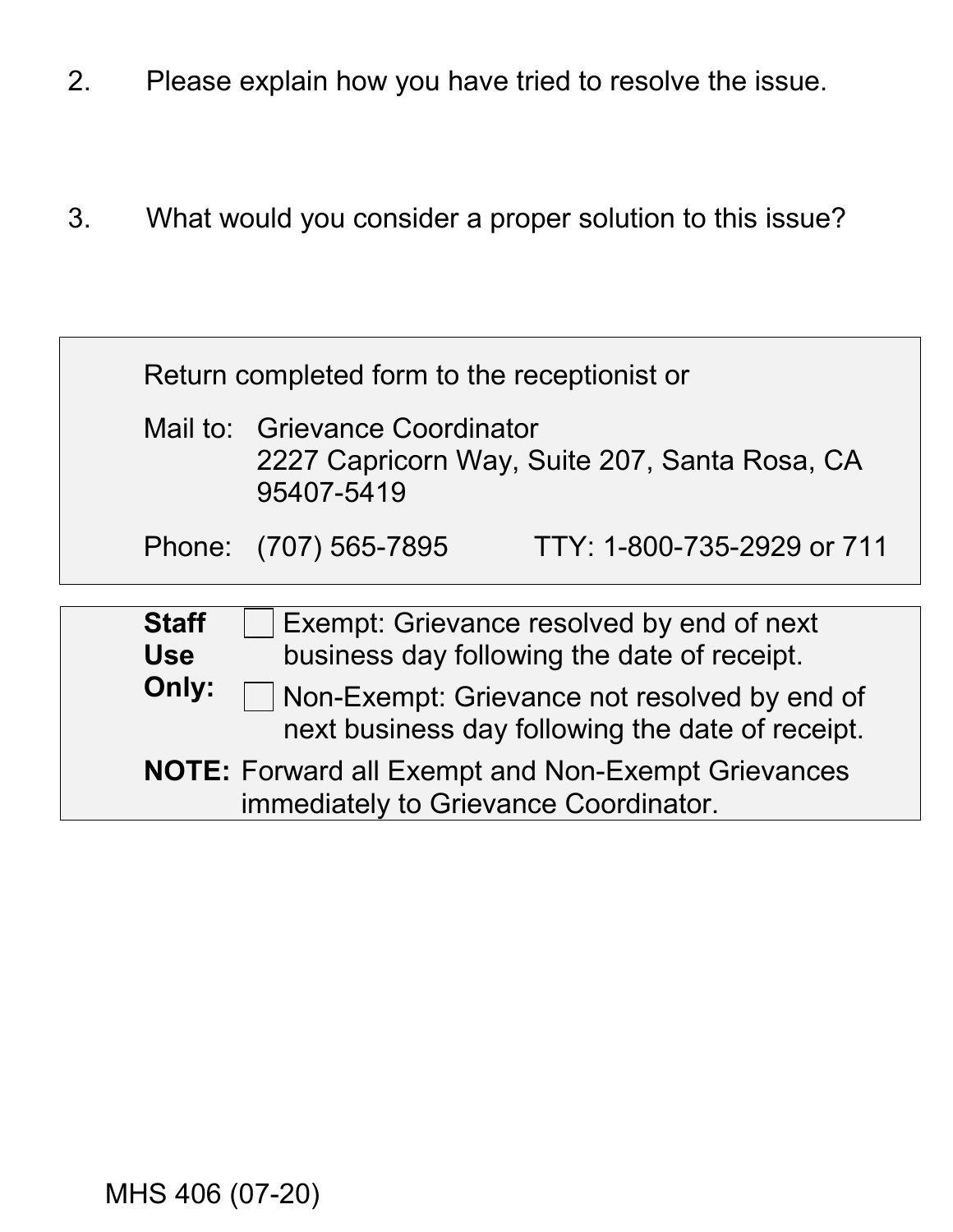2. Please explain how you have tried to resolve the issue.

3. What would you consider a proper solution to this issue?

Return completed form to the receptionist or

Mail to: Grievance Coordinator
2227 Capricorn Way, Suite 207, Santa Rosa, CA 95407-5419

Phone: (707) 565-7895 TTY: 1-800-735-2929 or 711

**Staff Use Only:**

- ☐ Exempt: Grievance resolved by end of next business day following the date of receipt.
- ☐ Non-Exempt: Grievance not resolved by end of next business day following the date of receipt.

**NOTE:** Forward all Exempt and Non-Exempt Grievances immediately to Grievance Coordinator.

MHS 406 (07-20)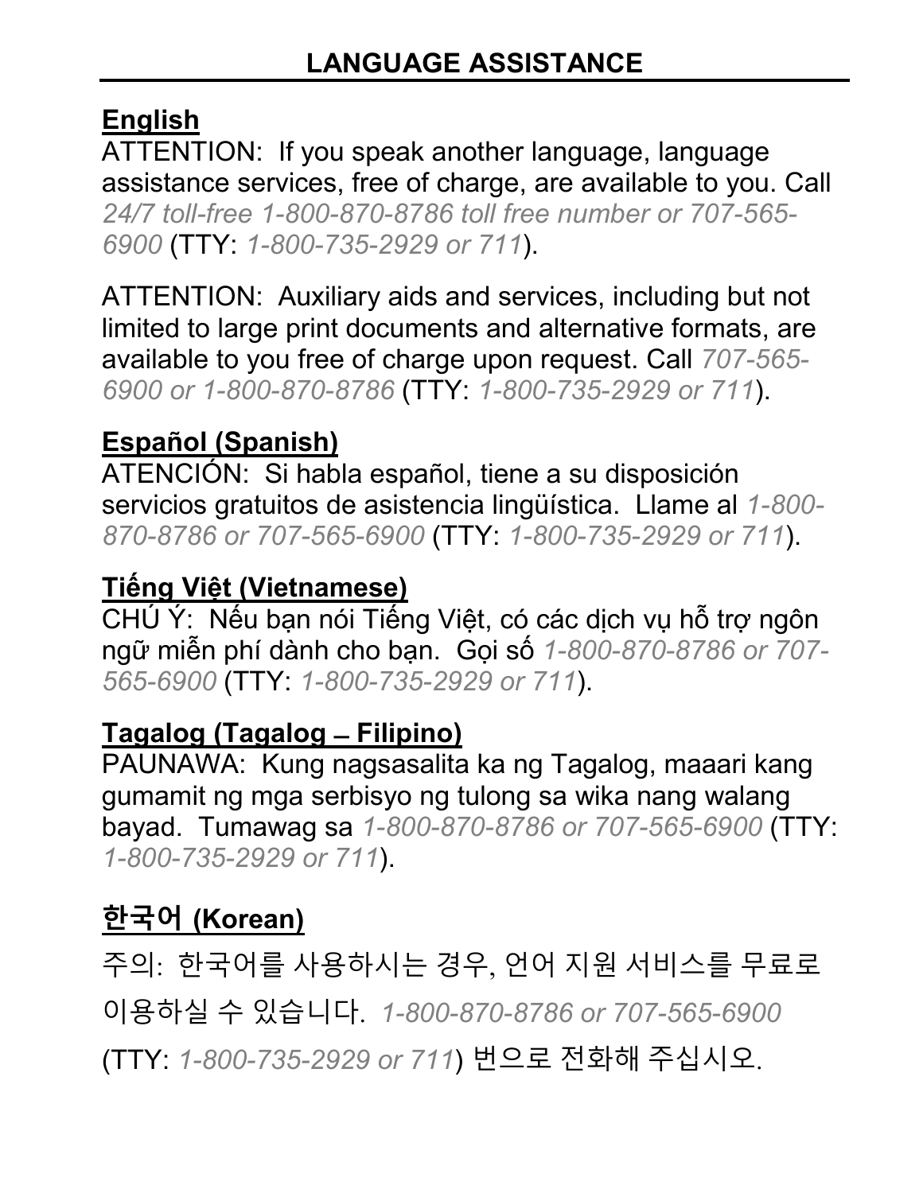## LANGUAGE ASSISTANCE

**English**

ATTENTION: If you speak another language, language assistance services, free of charge, are available to you. Call *24/7 toll-free 1-800-870-8786 toll free number or 707-565-6900* (TTY: *1-800-735-2929 or 711*).

ATTENTION: Auxiliary aids and services, including but not limited to large print documents and alternative formats, are available to you free of charge upon request. Call *707-565-6900 or 1-800-870-8786* (TTY: *1-800-735-2929 or 711*).

**Español (Spanish)**

ATENCIÓN: Si habla español, tiene a su disposición servicios gratuitos de asistencia lingüística. Llame al *1-800-870-8786 or 707-565-6900* (TTY: *1-800-735-2929 or 711*).

**Tiếng Việt (Vietnamese)**

CHÚ Ý: Nếu bạn nói Tiếng Việt, có các dịch vụ hỗ trợ ngôn ngữ miễn phí dành cho bạn. Gọi số *1-800-870-8786 or 707-565-6900* (TTY: *1-800-735-2929 or 711*).

**Tagalog (Tagalog – Filipino)**

PAUNAWA: Kung nagsasalita ka ng Tagalog, maaari kang gumamit ng mga serbisyo ng tulong sa wika nang walang bayad. Tumawag sa *1-800-870-8786 or 707-565-6900* (TTY: *1-800-735-2929 or 711*).

**한국어 (Korean)**

주의: 한국어를 사용하시는 경우, 언어 지원 서비스를 무료로 이용하실 수 있습니다. *1-800-870-8786 or 707-565-6900* (TTY: *1-800-735-2929 or 711*) 번으로 전화해 주십시오.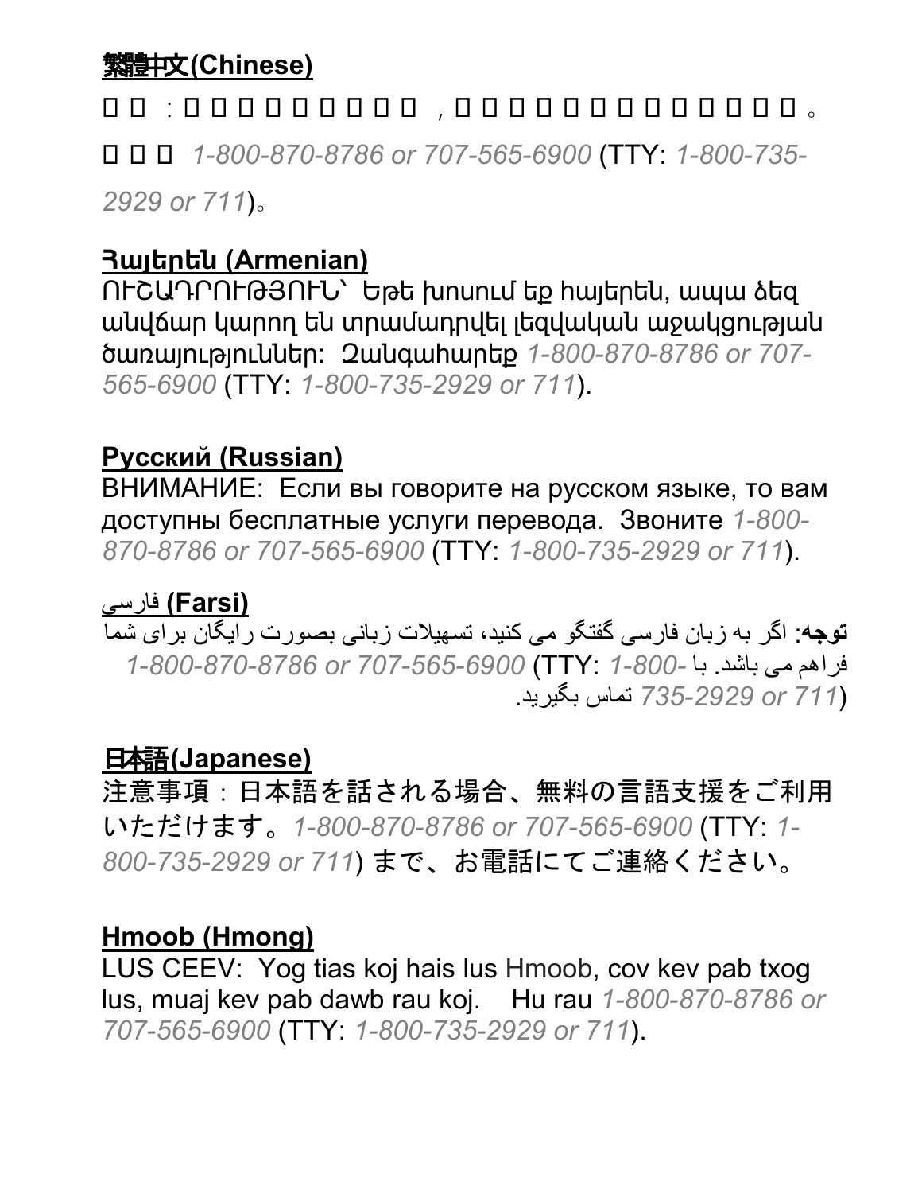**繁體中文(Chinese)**

□□：□□□□□□□□□□，□□□□□□□□□□□□□□。□□□ *1-800-870-8786 or 707-565-6900* (TTY: *1-800-735-2929 or 711*)。

**Հայերեն (Armenian)**

ՈՒՇԱԴՐՈՒԹՅՈՒՆ՝ Եթե խոսում եք հայերեն, ապա ձեզ անվճար կարող են տրամադրվել լեզվական աջակցության ծառայություններ: Զանգահարեք *1-800-870-8786 or 707-565-6900* (TTY: *1-800-735-2929 or 711*).

**Русский (Russian)**

ВНИМАНИЕ: Если вы говорите на русском языке, то вам доступны бесплатные услуги перевода. Звоните *1-800-870-8786 or 707-565-6900* (TTY: *1-800-735-2929 or 711*).

**فارسی (Farsi)**

**توجه**: اگر به زبان فارسی گفتگو می کنید، تسهیلات زبانی بصورت رایگان برای شما فراهم می باشد. با *1-800-870-8786 or 707-565-6900* (TTY: *1-800-735-2929 or 711*) تماس بگیرید.

**日本語(Japanese)**

注意事項：日本語を話される場合、無料の言語支援をご利用いただけます。*1-800-870-8786 or 707-565-6900* (TTY: *1-800-735-2929 or 711*) まで、お電話にてご連絡ください。

**Hmoob (Hmong)**

LUS CEEV: Yog tias koj hais lus Hmoob, cov kev pab txog lus, muaj kev pab dawb rau koj. Hu rau *1-800-870-8786 or 707-565-6900* (TTY: *1-800-735-2929 or 711*).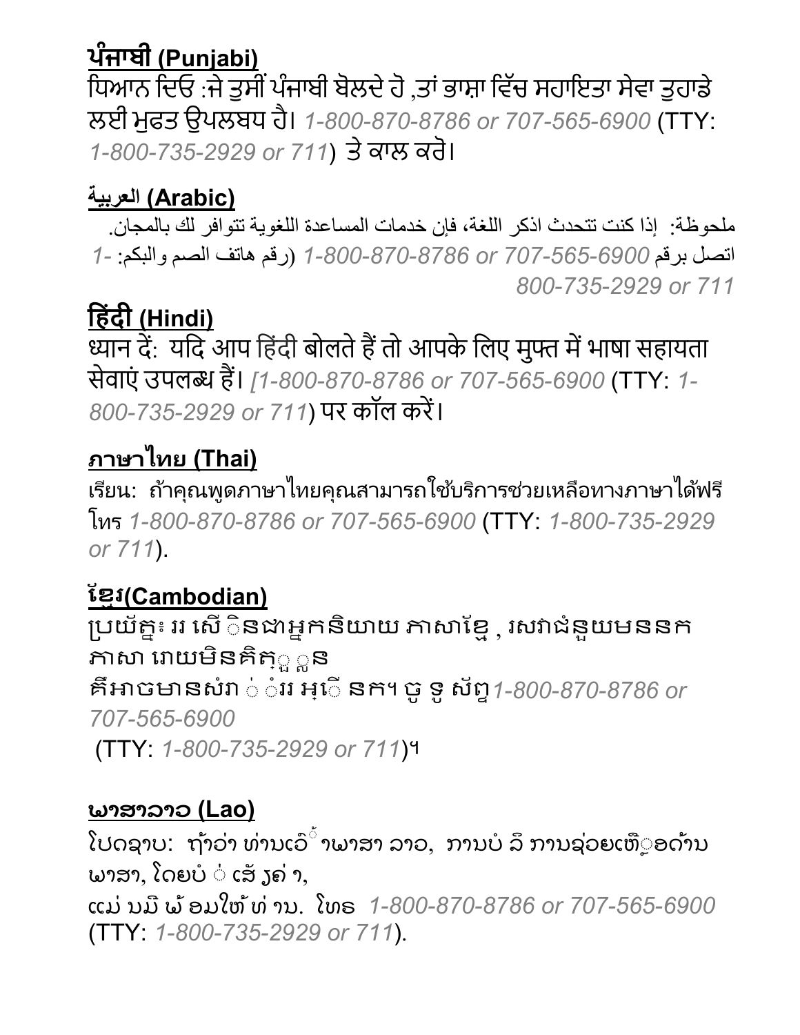## ਪੰਜਾਬੀ (Punjabi)

ਧਿਆਨ ਦਿਓ :ਜੇ ਤੁਸੀਂ ਪੰਜਾਬੀ ਬੋਲਦੇ ਹੋ ,ਤਾਂ ਭਾਸ਼ਾ ਵਿੱਚ ਸਹਾਇਤਾ ਸੇਵਾ ਤੁਹਾਡੇ ਲਈ ਮੁਫਤ ਉਪਲਬਧ ਹੈ। *1-800-870-8786 or 707-565-6900* (TTY: *1-800-735-2929 or 711*) ਤੇ ਕਾਲ ਕਰੋ।

## العربية (Arabic)

ملحوظة: إذا كنت تتحدث اذكر اللغة، فإن خدمات المساعدة اللغوية تتوافر لك بالمجان. اتصل برقم *1-800-870-8786 or 707-565-6900* (رقم هاتف الصم والبكم: *1-800-735-2929 or 711*

## हिंदी (Hindi)

ध्यान दें: यदि आप हिंदी बोलते हैं तो आपके लिए मुफ्त में भाषा सहायता सेवाएं उपलब्ध हैं। *[1-800-870-8786 or 707-565-6900* (TTY: *1-800-735-2929 or 711*) पर कॉल करें।

## ภาษาไทย (Thai)

เรียน: ถ้าคุณพูดภาษาไทยคุณสามารถใช้บริการช่วยเหลือทางภาษาได้ฟรี โทร *1-800-870-8786 or 707-565-6900* (TTY: *1-800-735-2929 or 711*).

## ខ្មែរ(Cambodian)

ប្រយ័ត្ន៖ ររ សើ ិនជាអ្នកនិយាយ ភាសាខ្មែ , រសវាជំនួយមននក ភាសា រោយមិនគិតុួួន គឺអាចមានសំរា ់ ំររ អ្ើ នក។ ចូ ទូ ស័ព្ទ*1-800-870-8786 or 707-565-6900* (TTY: *1-800-735-2929 or 711*)។

## ພາສາລາວ (Lao)

ໂປດຊາບ: ຖ້າວ່າ ທ່ານເວົ້າພາສາ ລາວ, ການບໍ ລິ ການຊ່ວຍເຫຼືອດ້ານພາສາ, ໂດຍບໍ່ ເສັ ງຄ່ າ, ແມ່ ນມີ ພ້ ອມໃຫ້ ທ່ ານ. ໂທຣ *1-800-870-8786 or 707-565-6900* (TTY: *1-800-735-2929 or 711*).